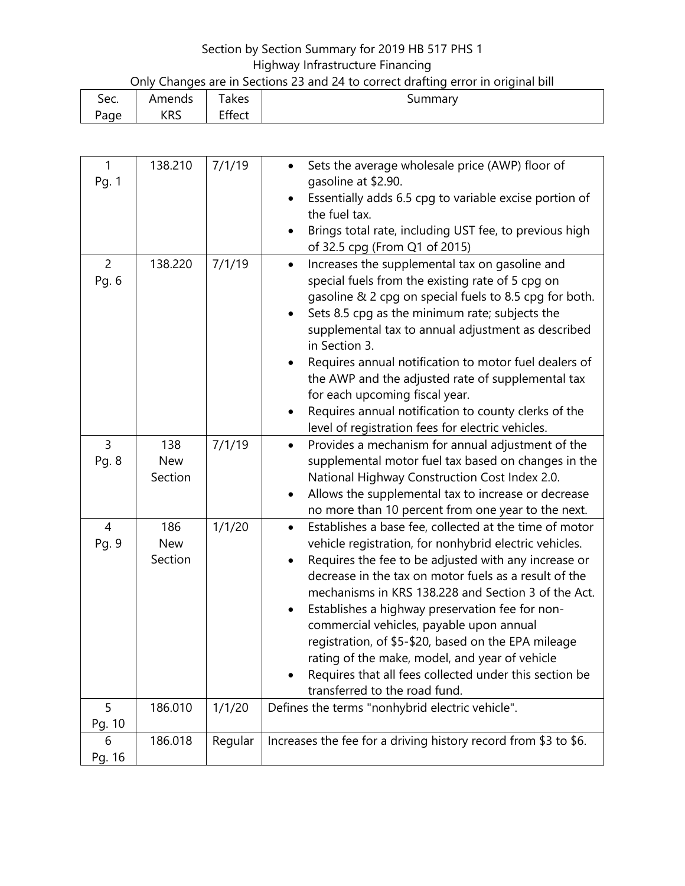Section by Section Summary for 2019 HB 517 PHS 1

Highway Infrastructure Financing

Only Changes are in Sections 23 and 24 to correct drafting error in original bill

| Sec. Page | Amends KRS | Takes Effect | Summary |
|---|---|---|---|
| 1 Pg. 1 | 138.210 | 7/1/19 | • Sets the average wholesale price (AWP) floor of gasoline at $2.90.<br>• Essentially adds 6.5 cpg to variable excise portion of the fuel tax.<br>• Brings total rate, including UST fee, to previous high of 32.5 cpg (From Q1 of 2015) |
| 2 Pg. 6 | 138.220 | 7/1/19 | • Increases the supplemental tax on gasoline and special fuels from the existing rate of 5 cpg on gasoline & 2 cpg on special fuels to 8.5 cpg for both.<br>• Sets 8.5 cpg as the minimum rate; subjects the supplemental tax to annual adjustment as described in Section 3.<br>• Requires annual notification to motor fuel dealers of the AWP and the adjusted rate of supplemental tax for each upcoming fiscal year.<br>• Requires annual notification to county clerks of the level of registration fees for electric vehicles. |
| 3 Pg. 8 | 138 New Section | 7/1/19 | • Provides a mechanism for annual adjustment of the supplemental motor fuel tax based on changes in the National Highway Construction Cost Index 2.0.<br>• Allows the supplemental tax to increase or decrease no more than 10 percent from one year to the next. |
| 4 Pg. 9 | 186 New Section | 1/1/20 | • Establishes a base fee, collected at the time of motor vehicle registration, for nonhybrid electric vehicles.<br>• Requires the fee to be adjusted with any increase or decrease in the tax on motor fuels as a result of the mechanisms in KRS 138.228 and Section 3 of the Act.<br>• Establishes a highway preservation fee for non-commercial vehicles, payable upon annual registration, of $5-$20, based on the EPA mileage rating of the make, model, and year of vehicle<br>• Requires that all fees collected under this section be transferred to the road fund. |
| 5 Pg. 10 | 186.010 | 1/1/20 | Defines the terms "nonhybrid electric vehicle". |
| 6 Pg. 16 | 186.018 | Regular | Increases the fee for a driving history record from $3 to $6. |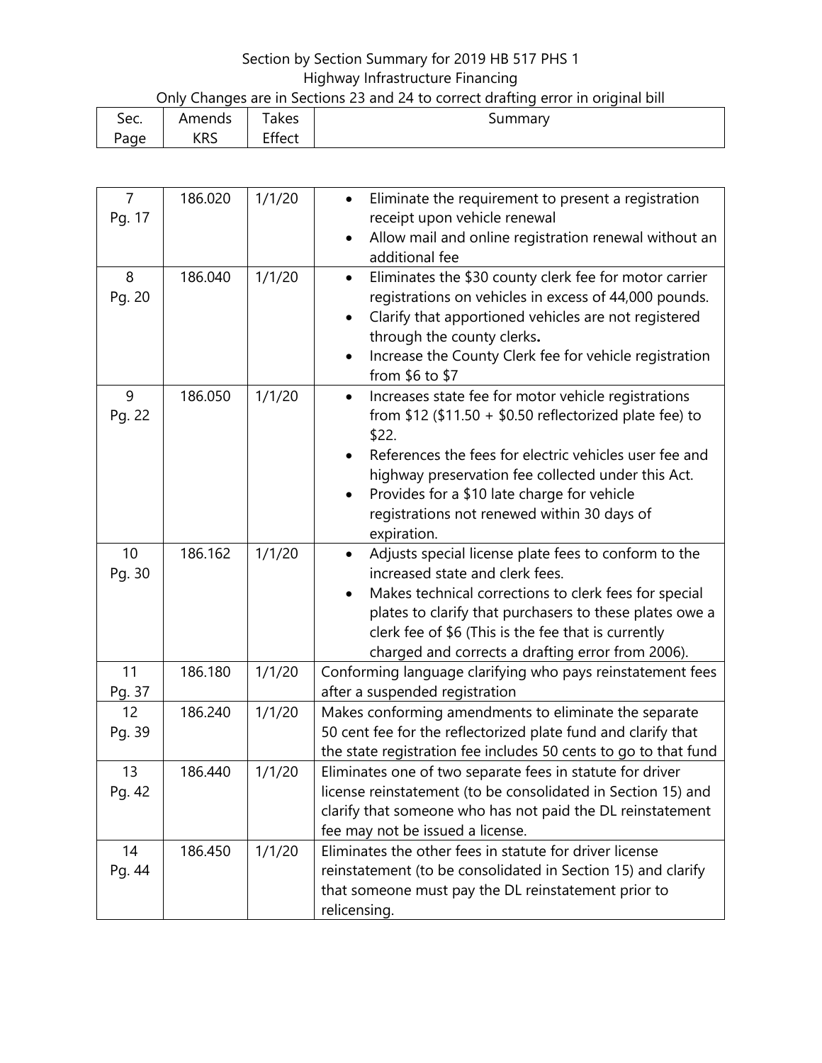Section by Section Summary for 2019 HB 517 PHS 1

Highway Infrastructure Financing

Only Changes are in Sections 23 and 24 to correct drafting error in original bill

| Sec. Page | Amends KRS | Takes Effect | Summary |
|---|---|---|---|
| 7 Pg. 17 | 186.020 | 1/1/20 | • Eliminate the requirement to present a registration receipt upon vehicle renewal<br>• Allow mail and online registration renewal without an additional fee |
| 8 Pg. 20 | 186.040 | 1/1/20 | • Eliminates the $30 county clerk fee for motor carrier registrations on vehicles in excess of 44,000 pounds.<br>• Clarify that apportioned vehicles are not registered through the county clerks**.**<br>• Increase the County Clerk fee for vehicle registration from $6 to $7 |
| 9 Pg. 22 | 186.050 | 1/1/20 | • Increases state fee for motor vehicle registrations from $12 ($11.50 + $0.50 reflectorized plate fee) to $22.<br>• References the fees for electric vehicles user fee and highway preservation fee collected under this Act.<br>• Provides for a $10 late charge for vehicle registrations not renewed within 30 days of expiration. |
| 10 Pg. 30 | 186.162 | 1/1/20 | • Adjusts special license plate fees to conform to the increased state and clerk fees.<br>• Makes technical corrections to clerk fees for special plates to clarify that purchasers to these plates owe a clerk fee of $6 (This is the fee that is currently charged and corrects a drafting error from 2006). |
| 11 Pg. 37 | 186.180 | 1/1/20 | Conforming language clarifying who pays reinstatement fees after a suspended registration |
| 12 Pg. 39 | 186.240 | 1/1/20 | Makes conforming amendments to eliminate the separate 50 cent fee for the reflectorized plate fund and clarify that the state registration fee includes 50 cents to go to that fund |
| 13 Pg. 42 | 186.440 | 1/1/20 | Eliminates one of two separate fees in statute for driver license reinstatement (to be consolidated in Section 15) and clarify that someone who has not paid the DL reinstatement fee may not be issued a license. |
| 14 Pg. 44 | 186.450 | 1/1/20 | Eliminates the other fees in statute for driver license reinstatement (to be consolidated in Section 15) and clarify that someone must pay the DL reinstatement prior to relicensing. |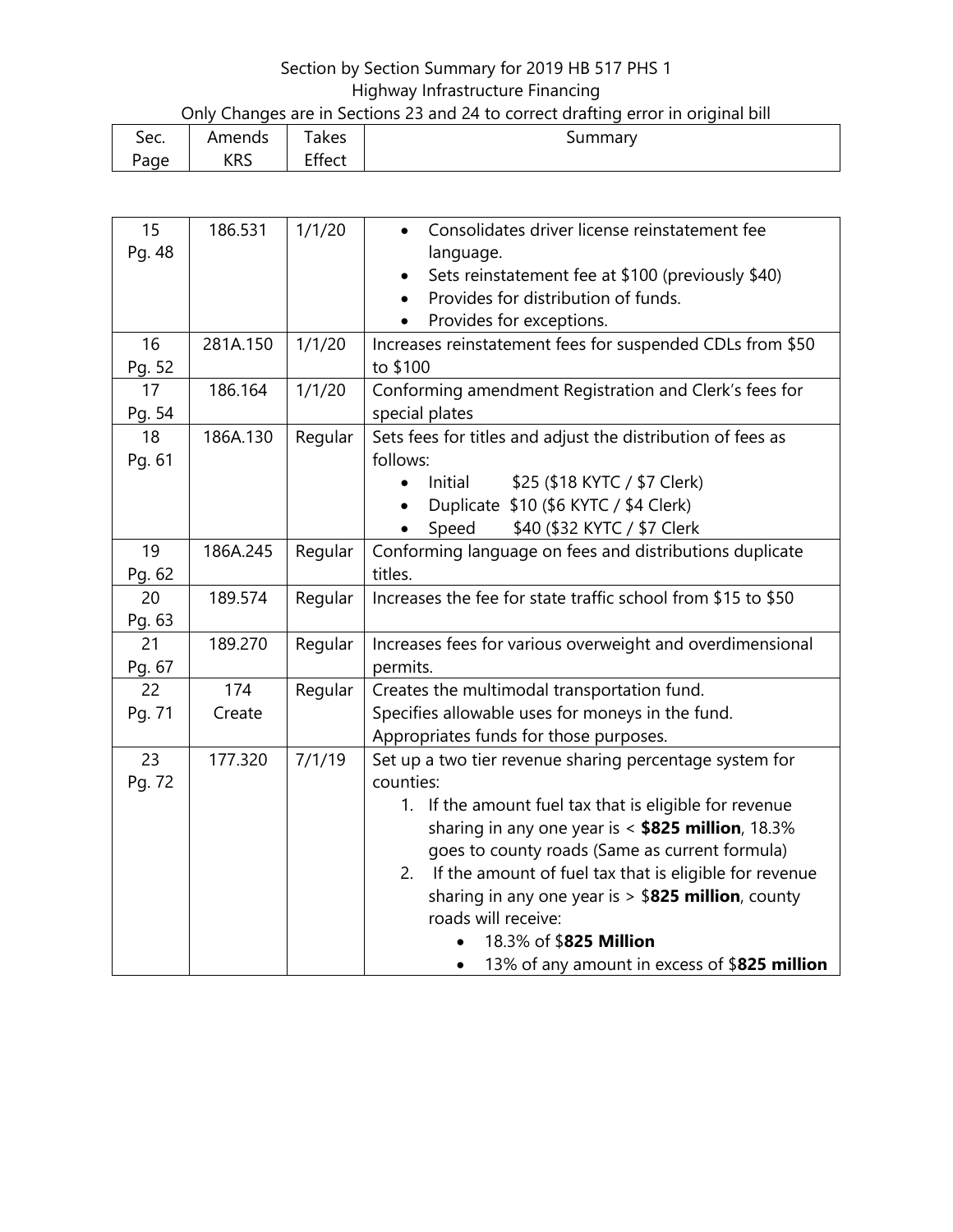Section by Section Summary for 2019 HB 517 PHS 1

Highway Infrastructure Financing

Only Changes are in Sections 23 and 24 to correct drafting error in original bill

| Sec. Page | Amends KRS | Takes Effect | Summary |
|---|---|---|---|
| 15 Pg. 48 | 186.531 | 1/1/20 | • Consolidates driver license reinstatement fee language.<br>• Sets reinstatement fee at $100 (previously $40)<br>• Provides for distribution of funds.<br>• Provides for exceptions. |
| 16 Pg. 52 | 281A.150 | 1/1/20 | Increases reinstatement fees for suspended CDLs from $50 to $100 |
| 17 Pg. 54 | 186.164 | 1/1/20 | Conforming amendment Registration and Clerk's fees for special plates |
| 18 Pg. 61 | 186A.130 | Regular | Sets fees for titles and adjust the distribution of fees as follows:<br>• Initial $25 ($18 KYTC / $7 Clerk)<br>• Duplicate $10 ($6 KYTC / $4 Clerk)<br>• Speed $40 ($32 KYTC / $7 Clerk |
| 19 Pg. 62 | 186A.245 | Regular | Conforming language on fees and distributions duplicate titles. |
| 20 Pg. 63 | 189.574 | Regular | Increases the fee for state traffic school from $15 to $50 |
| 21 Pg. 67 | 189.270 | Regular | Increases fees for various overweight and overdimensional permits. |
| 22 Pg. 71 | 174 Create | Regular | Creates the multimodal transportation fund.<br>Specifies allowable uses for moneys in the fund.<br>Appropriates funds for those purposes. |
| 23 Pg. 72 | 177.320 | 7/1/19 | Set up a two tier revenue sharing percentage system for counties:<br>1. If the amount fuel tax that is eligible for revenue sharing in any one year is < **$825 million**, 18.3% goes to county roads (Same as current formula)<br>2. If the amount of fuel tax that is eligible for revenue sharing in any one year is > $**825 million**, county roads will receive:<br>• 18.3% of $**825 Million**<br>• 13% of any amount in excess of $**825 million** |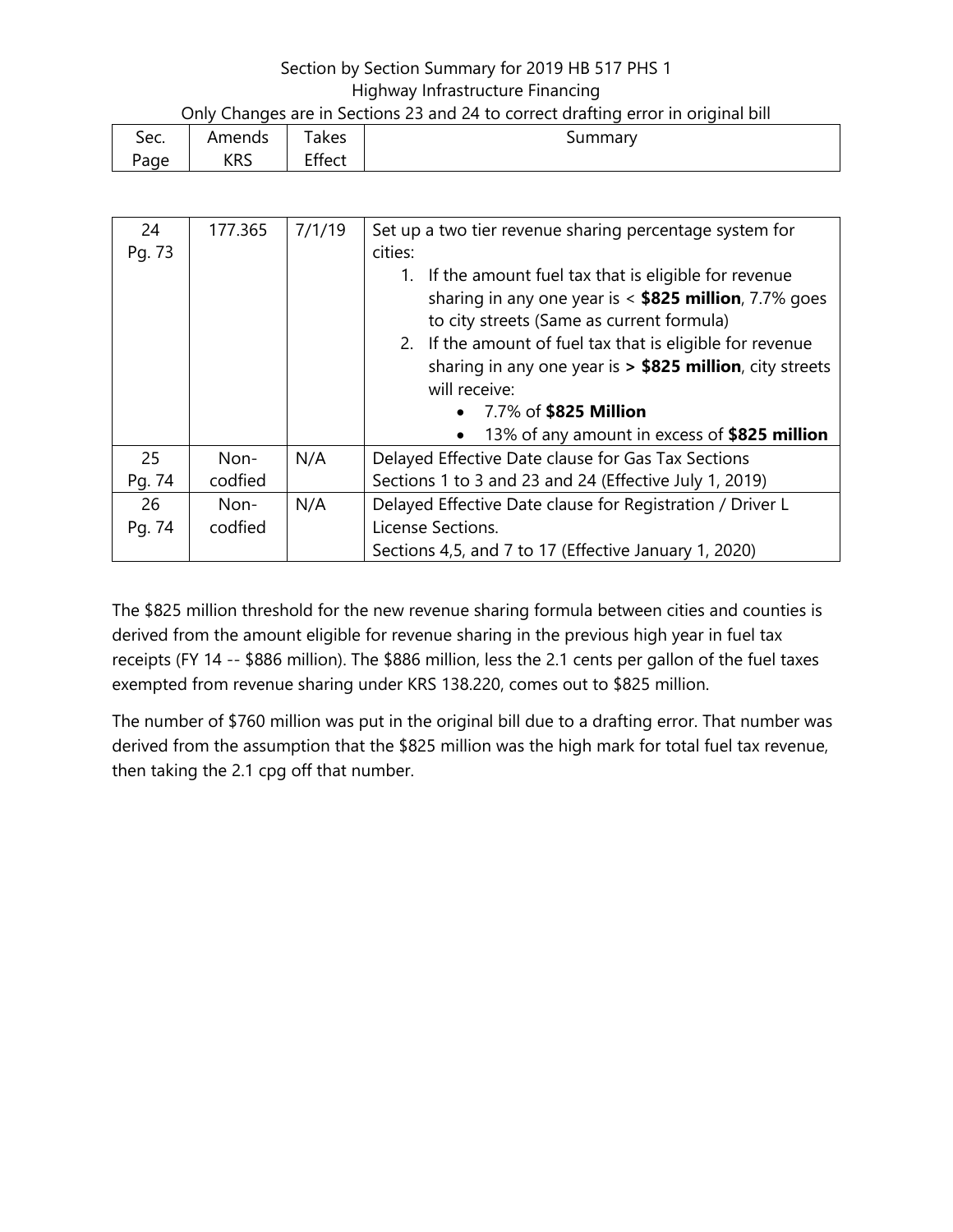Section by Section Summary for 2019 HB 517 PHS 1

Highway Infrastructure Financing

Only Changes are in Sections 23 and 24 to correct drafting error in original bill

| Sec. Page | Amends KRS | Takes Effect | Summary |
|---|---|---|---|
| 24 Pg. 73 | 177.365 | 7/1/19 | Set up a two tier revenue sharing percentage system for cities:<br>1. If the amount fuel tax that is eligible for revenue sharing in any one year is < **$825 million**, 7.7% goes to city streets (Same as current formula)<br>2. If the amount of fuel tax that is eligible for revenue sharing in any one year is **> $825 million**, city streets will receive:<br>• 7.7% of **$825 Million**<br>• 13% of any amount in excess of **$825 million** |
| 25 Pg. 74 | Non-codfied | N/A | Delayed Effective Date clause for Gas Tax Sections<br>Sections 1 to 3 and 23 and 24 (Effective July 1, 2019) |
| 26 Pg. 74 | Non-codfied | N/A | Delayed Effective Date clause for Registration / Driver L License Sections.<br>Sections 4,5, and 7 to 17 (Effective January 1, 2020) |

The $825 million threshold for the new revenue sharing formula between cities and counties is derived from the amount eligible for revenue sharing in the previous high year in fuel tax receipts (FY 14 -- $886 million). The $886 million, less the 2.1 cents per gallon of the fuel taxes exempted from revenue sharing under KRS 138.220, comes out to $825 million.

The number of $760 million was put in the original bill due to a drafting error. That number was derived from the assumption that the $825 million was the high mark for total fuel tax revenue, then taking the 2.1 cpg off that number.